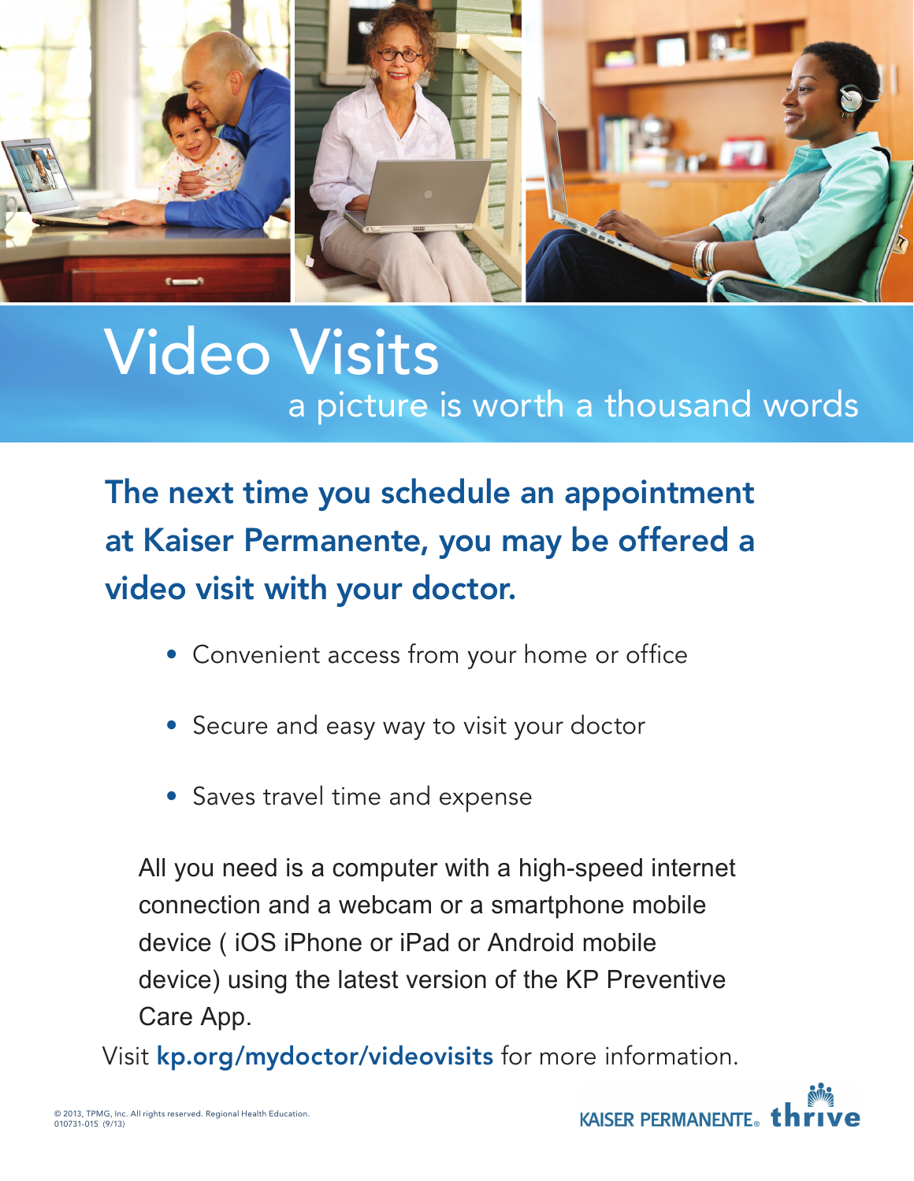# Video Visits

a picture is worth a thousand words

## The next time you schedule an appointment at Kaiser Permanente, you may be offered a video visit with your doctor.

- Convenient access from your home or office
- Secure and easy way to visit your doctor
- Saves travel time and expense

All you need is a computer with a high-speed internet connection and a webcam or a smartphone mobile device ( iOS iPhone or iPad or Android mobile device) using the latest version of the KP Preventive Care App.

Visit **kp.org/mydoctor/videovisits** for more information.

© 2013, TPMG, Inc. All rights reserved. Regional Health Education.
010731-015 (9/13)

KAISER PERMANENTE® thrive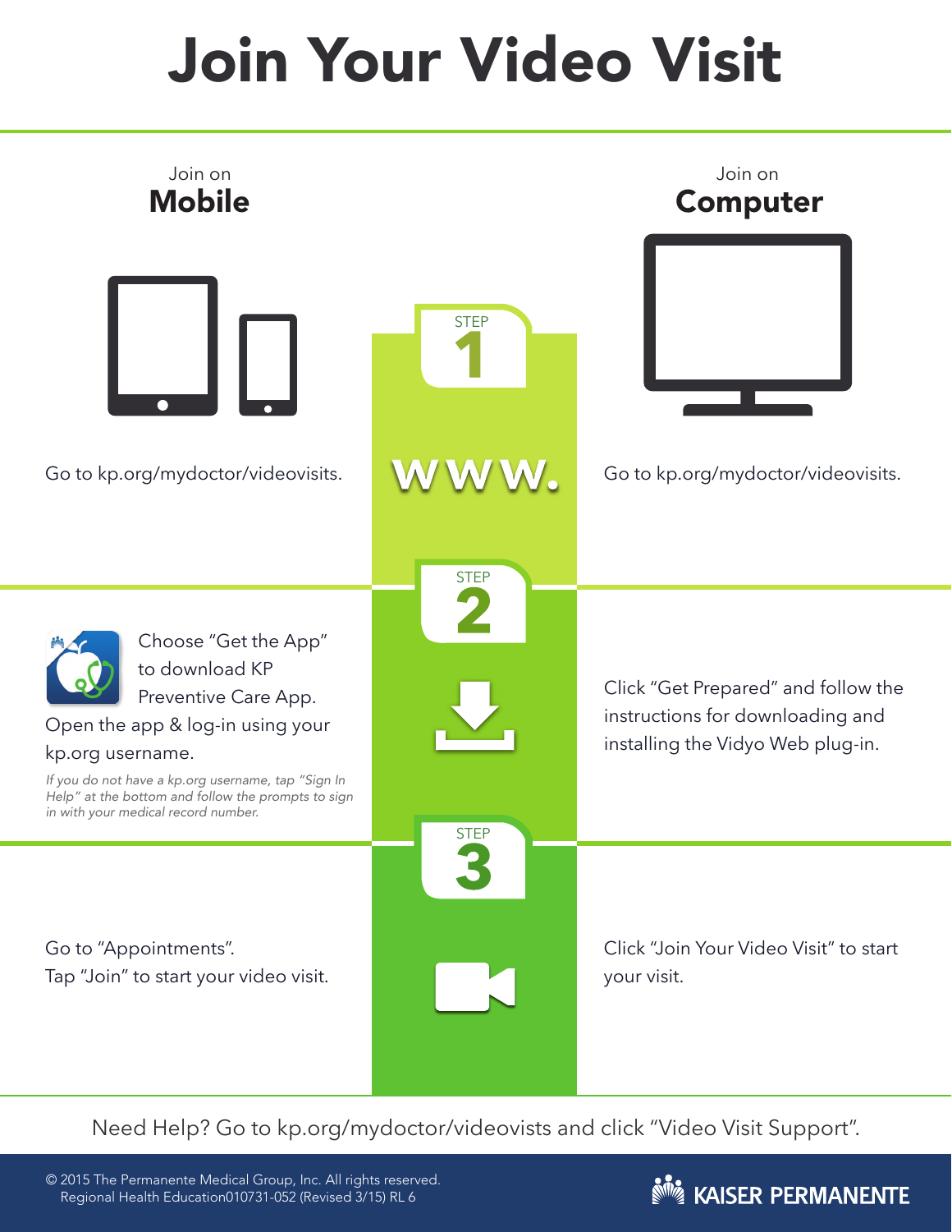# Join Your Video Visit

## Join on Mobile

**STEP 1**

Go to kp.org/mydoctor/videovisits.

**STEP 2**

Choose "Get the App" to download KP Preventive Care App.

Open the app & log-in using your kp.org username.

*If you do not have a kp.org username, tap "Sign In Help" at the bottom and follow the prompts to sign in with your medical record number.*

**STEP 3**

Go to "Appointments".
Tap "Join" to start your video visit.

## Join on Computer

**STEP 1**

Go to kp.org/mydoctor/videovisits.

**STEP 2**

Click "Get Prepared" and follow the instructions for downloading and installing the Vidyo Web plug-in.

**STEP 3**

Click "Join Your Video Visit" to start your visit.

Need Help? Go to kp.org/mydoctor/videovists and click "Video Visit Support".

© 2015 The Permanente Medical Group, Inc. All rights reserved.
Regional Health Education010731-052 (Revised 3/15) RL 6

KAISER PERMANENTE